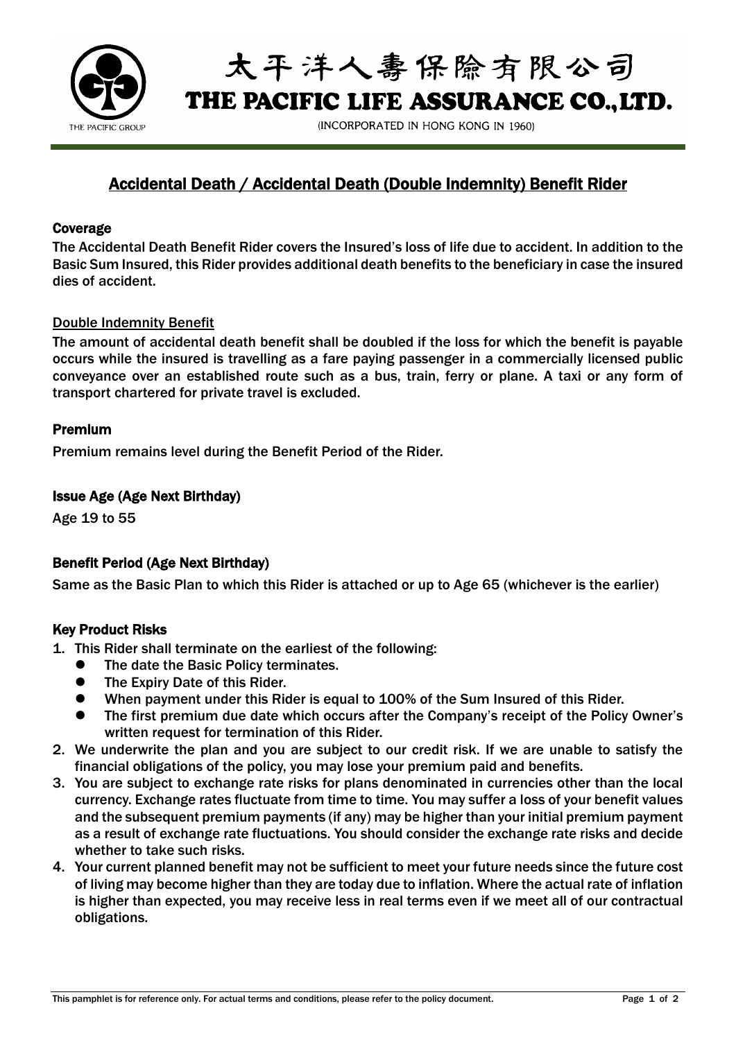# 太平洋人壽保險有限公司
# THE PACIFIC LIFE ASSURANCE CO., LTD.

(INCORPORATED IN HONG KONG IN 1960)

## Accidental Death / Accidental Death (Double Indemnity) Benefit Rider

### Coverage

The Accidental Death Benefit Rider covers the Insured's loss of life due to accident. In addition to the Basic Sum Insured, this Rider provides additional death benefits to the beneficiary in case the insured dies of accident.

#### Double Indemnity Benefit

The amount of accidental death benefit shall be doubled if the loss for which the benefit is payable occurs while the insured is travelling as a fare paying passenger in a commercially licensed public conveyance over an established route such as a bus, train, ferry or plane. A taxi or any form of transport chartered for private travel is excluded.

### Premium

Premium remains level during the Benefit Period of the Rider.

### Issue Age (Age Next Birthday)

Age 19 to 55

### Benefit Period (Age Next Birthday)

Same as the Basic Plan to which this Rider is attached or up to Age 65 (whichever is the earlier)

### Key Product Risks

1. This Rider shall terminate on the earliest of the following:
   - The date the Basic Policy terminates.
   - The Expiry Date of this Rider.
   - When payment under this Rider is equal to 100% of the Sum Insured of this Rider.
   - The first premium due date which occurs after the Company's receipt of the Policy Owner's written request for termination of this Rider.
2. We underwrite the plan and you are subject to our credit risk. If we are unable to satisfy the financial obligations of the policy, you may lose your premium paid and benefits.
3. You are subject to exchange rate risks for plans denominated in currencies other than the local currency. Exchange rates fluctuate from time to time. You may suffer a loss of your benefit values and the subsequent premium payments (if any) may be higher than your initial premium payment as a result of exchange rate fluctuations. You should consider the exchange rate risks and decide whether to take such risks.
4. Your current planned benefit may not be sufficient to meet your future needs since the future cost of living may become higher than they are today due to inflation. Where the actual rate of inflation is higher than expected, you may receive less in real terms even if we meet all of our contractual obligations.

This pamphlet is for reference only. For actual terms and conditions, please refer to the policy document.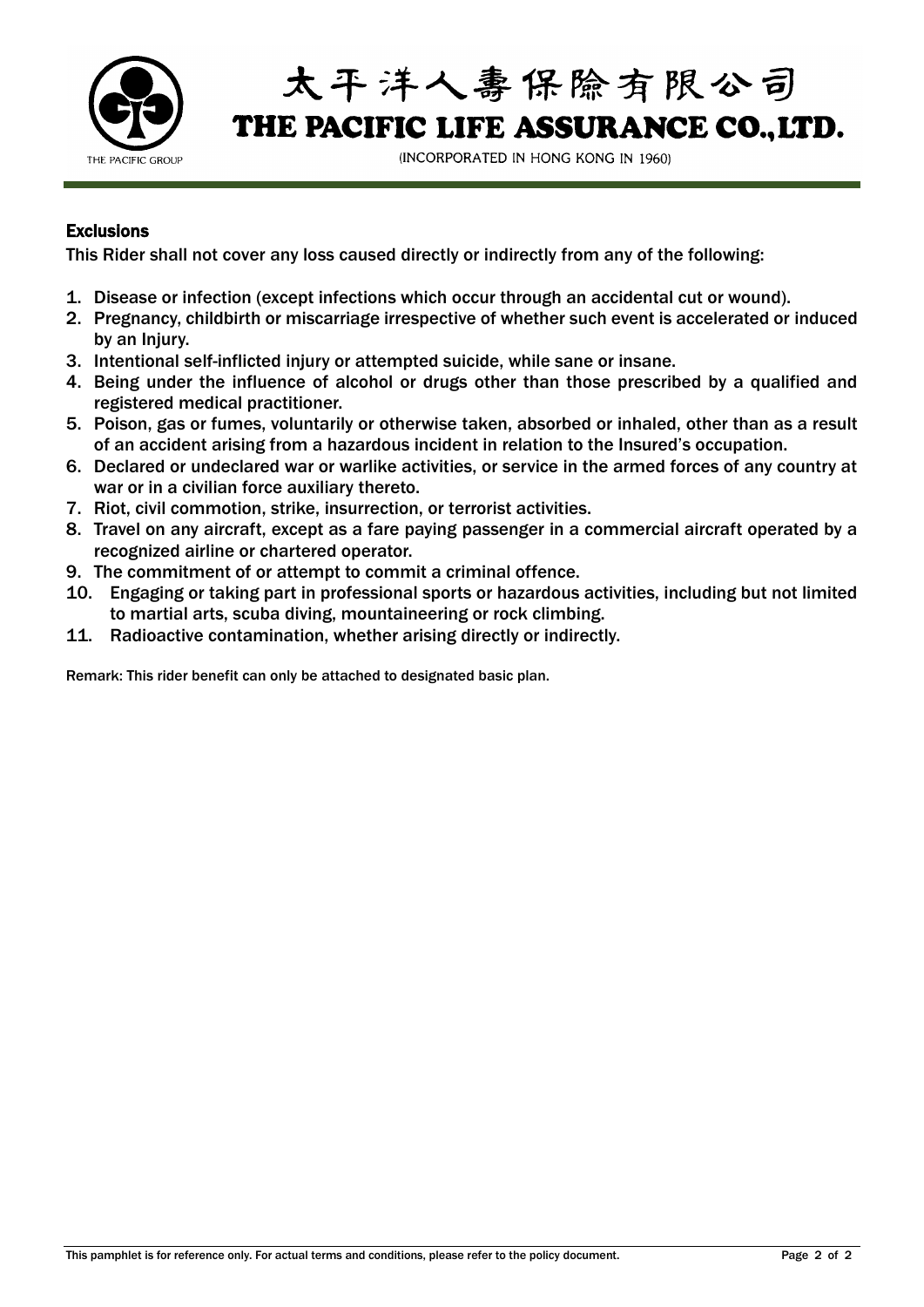## Exclusions

This Rider shall not cover any loss caused directly or indirectly from any of the following:

1. Disease or infection (except infections which occur through an accidental cut or wound).
2. Pregnancy, childbirth or miscarriage irrespective of whether such event is accelerated or induced by an Injury.
3. Intentional self-inflicted injury or attempted suicide, while sane or insane.
4. Being under the influence of alcohol or drugs other than those prescribed by a qualified and registered medical practitioner.
5. Poison, gas or fumes, voluntarily or otherwise taken, absorbed or inhaled, other than as a result of an accident arising from a hazardous incident in relation to the Insured's occupation.
6. Declared or undeclared war or warlike activities, or service in the armed forces of any country at war or in a civilian force auxiliary thereto.
7. Riot, civil commotion, strike, insurrection, or terrorist activities.
8. Travel on any aircraft, except as a fare paying passenger in a commercial aircraft operated by a recognized airline or chartered operator.
9. The commitment of or attempt to commit a criminal offence.
10. Engaging or taking part in professional sports or hazardous activities, including but not limited to martial arts, scuba diving, mountaineering or rock climbing.
11. Radioactive contamination, whether arising directly or indirectly.

Remark: This rider benefit can only be attached to designated basic plan.

This pamphlet is for reference only. For actual terms and conditions, please refer to the policy document.